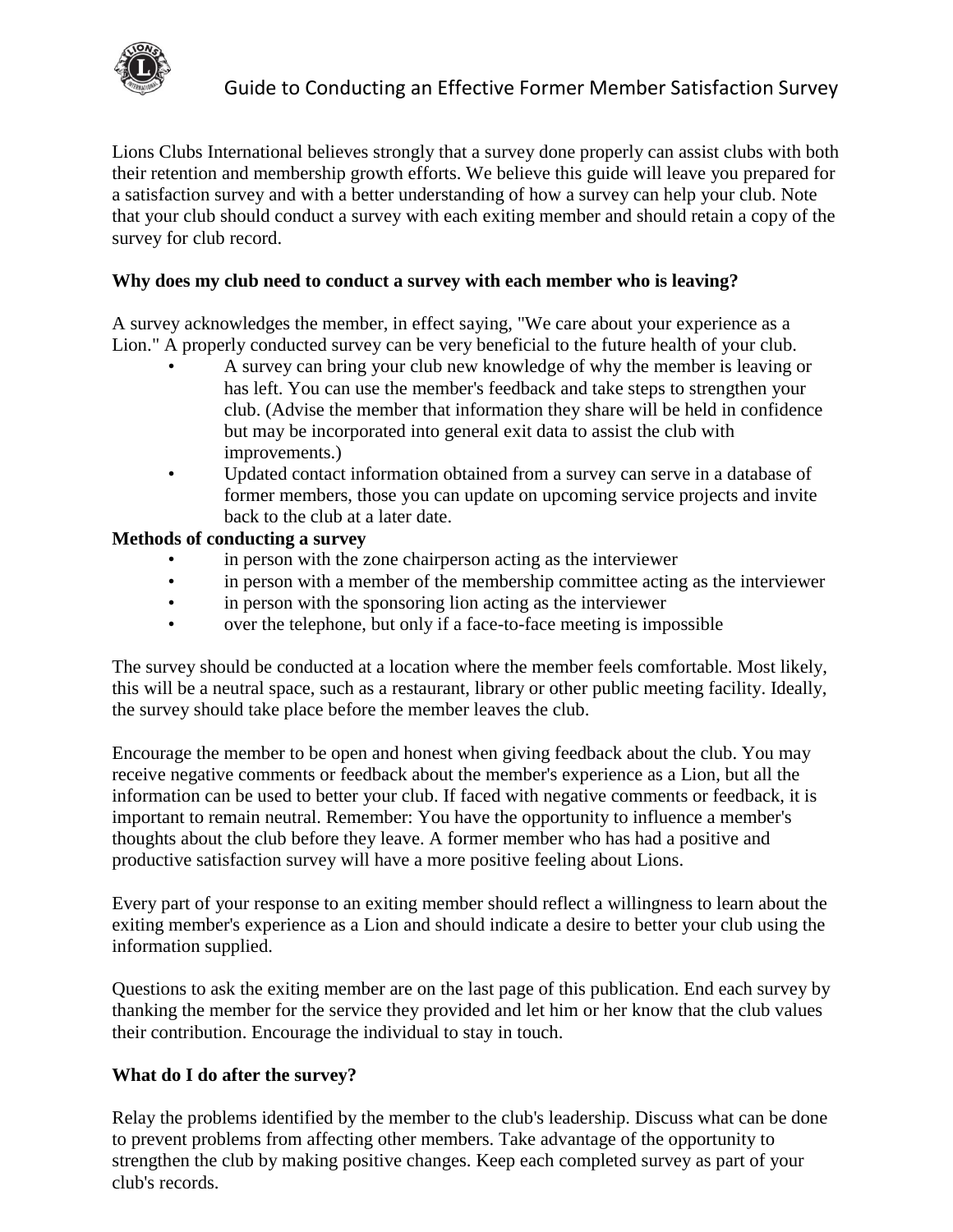# Guide to Conducting an Effective Former Member Satisfaction Survey

Lions Clubs International believes strongly that a survey done properly can assist clubs with both their retention and membership growth efforts. We believe this guide will leave you prepared for a satisfaction survey and with a better understanding of how a survey can help your club. Note that your club should conduct a survey with each exiting member and should retain a copy of the survey for club record.

**Why does my club need to conduct a survey with each member who is leaving?**

A survey acknowledges the member, in effect saying, "We care about your experience as a Lion." A properly conducted survey can be very beneficial to the future health of your club.

- A survey can bring your club new knowledge of why the member is leaving or has left. You can use the member's feedback and take steps to strengthen your club. (Advise the member that information they share will be held in confidence but may be incorporated into general exit data to assist the club with improvements.)
- Updated contact information obtained from a survey can serve in a database of former members, those you can update on upcoming service projects and invite back to the club at a later date.

**Methods of conducting a survey**

- in person with the zone chairperson acting as the interviewer
- in person with a member of the membership committee acting as the interviewer
- in person with the sponsoring lion acting as the interviewer
- over the telephone, but only if a face-to-face meeting is impossible

The survey should be conducted at a location where the member feels comfortable. Most likely, this will be a neutral space, such as a restaurant, library or other public meeting facility. Ideally, the survey should take place before the member leaves the club.

Encourage the member to be open and honest when giving feedback about the club. You may receive negative comments or feedback about the member's experience as a Lion, but all the information can be used to better your club. If faced with negative comments or feedback, it is important to remain neutral. Remember: You have the opportunity to influence a member's thoughts about the club before they leave. A former member who has had a positive and productive satisfaction survey will have a more positive feeling about Lions.

Every part of your response to an exiting member should reflect a willingness to learn about the exiting member's experience as a Lion and should indicate a desire to better your club using the information supplied.

Questions to ask the exiting member are on the last page of this publication. End each survey by thanking the member for the service they provided and let him or her know that the club values their contribution. Encourage the individual to stay in touch.

**What do I do after the survey?**

Relay the problems identified by the member to the club's leadership. Discuss what can be done to prevent problems from affecting other members. Take advantage of the opportunity to strengthen the club by making positive changes. Keep each completed survey as part of your club's records.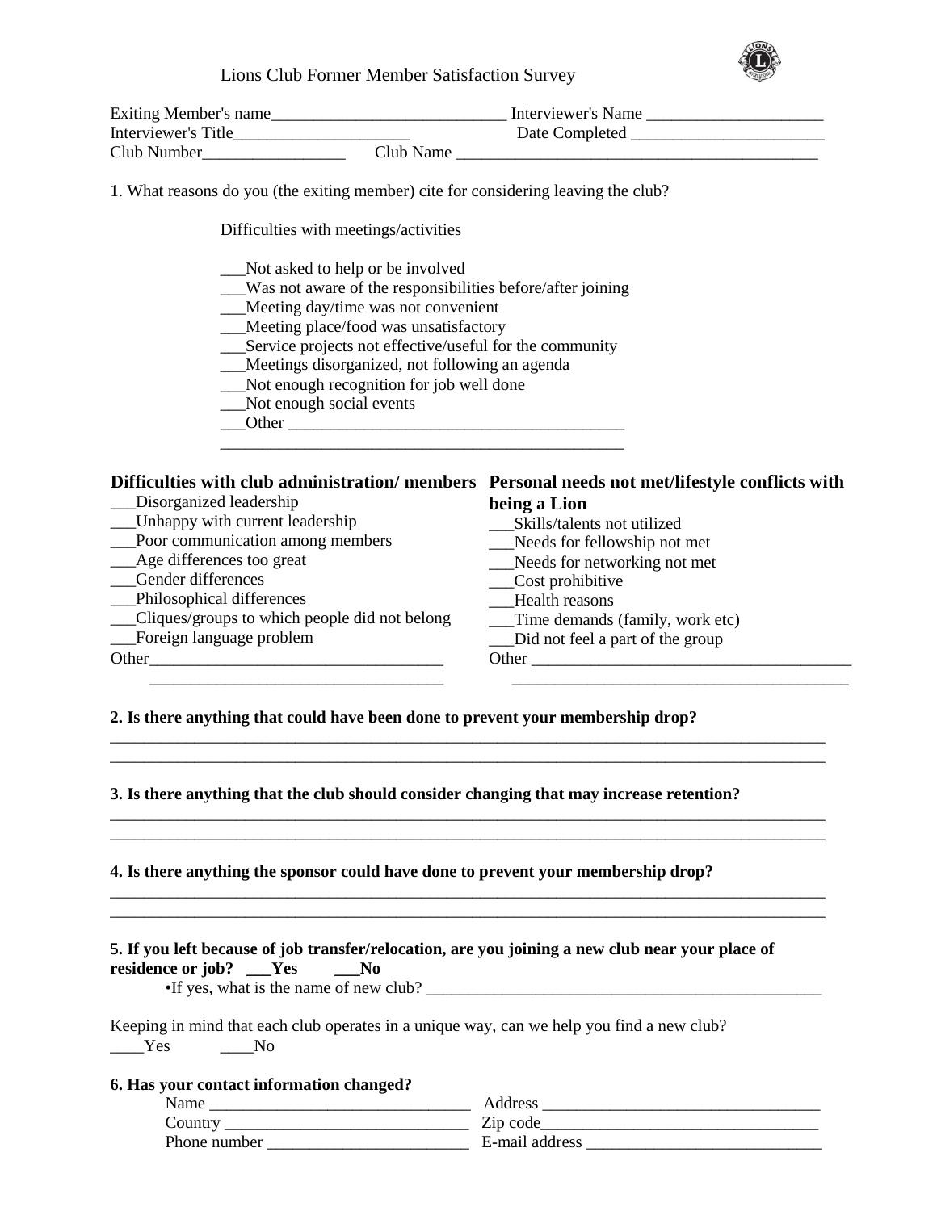# Lions Club Former Member Satisfaction Survey

Exiting Member's name____________________________ Interviewer's Name _____________________
Interviewer's Title_____________________ Date Completed _______________________
Club Number_________________ Club Name ____________________________________________

1. What reasons do you (the exiting member) cite for considering leaving the club?

Difficulties with meetings/activities

___Not asked to help or be involved
___Was not aware of the responsibilities before/after joining
___Meeting day/time was not convenient
___Meeting place/food was unsatisfactory
___Service projects not effective/useful for the community
___Meetings disorganized, not following an agenda
___Not enough recognition for job well done
___Not enough social events
___Other __________________________________________
_________________________________________________

**Difficulties with club administration/ members**

___Disorganized leadership
___Unhappy with current leadership
___Poor communication among members
___Age differences too great
___Gender differences
___Philosophical differences
___Cliques/groups to which people did not belong
___Foreign language problem
Other___________________________________
___________________________________

**Personal needs not met/lifestyle conflicts with being a Lion**

___Skills/talents not utilized
___Needs for fellowship not met
___Needs for networking not met
___Cost prohibitive
___Health reasons
___Time demands (family, work etc)
___Did not feel a part of the group
Other ________________________________________
________________________________________

**2. Is there anything that could have been done to prevent your membership drop?**
_________________________________________________________________________________________
_________________________________________________________________________________________

**3. Is there anything that the club should consider changing that may increase retention?**
_________________________________________________________________________________________
_________________________________________________________________________________________

**4. Is there anything the sponsor could have done to prevent your membership drop?**
_________________________________________________________________________________________
_________________________________________________________________________________________

**5. If you left because of job transfer/relocation, are you joining a new club near your place of residence or job? ___Yes ___No**

•If yes, what is the name of new club? _________________________________________________

Keeping in mind that each club operates in a unique way, can we help you find a new club?
____Yes ____No

**6. Has your contact information changed?**

Name _______________________________ Address _________________________________
Country _____________________________ Zip code________________________________
Phone number ________________________ E-mail address ____________________________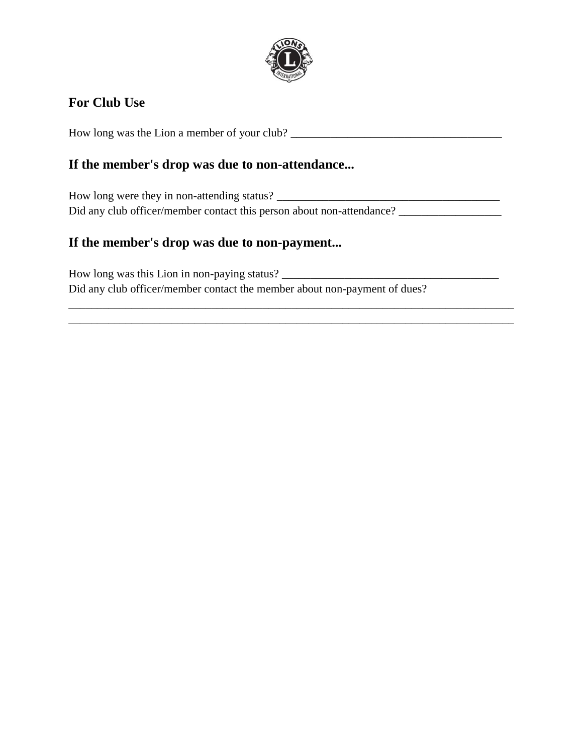## For Club Use

How long was the Lion a member of your club? ______________________________________

## If the member's drop was due to non-attendance...

How long were they in non-attending status? ________________________________________
Did any club officer/member contact this person about non-attendance? __________________

## If the member's drop was due to non-payment...

How long was this Lion in non-paying status? _______________________________________
Did any club officer/member contact the member about non-payment of dues?
_________________________________________________________________________________
_________________________________________________________________________________